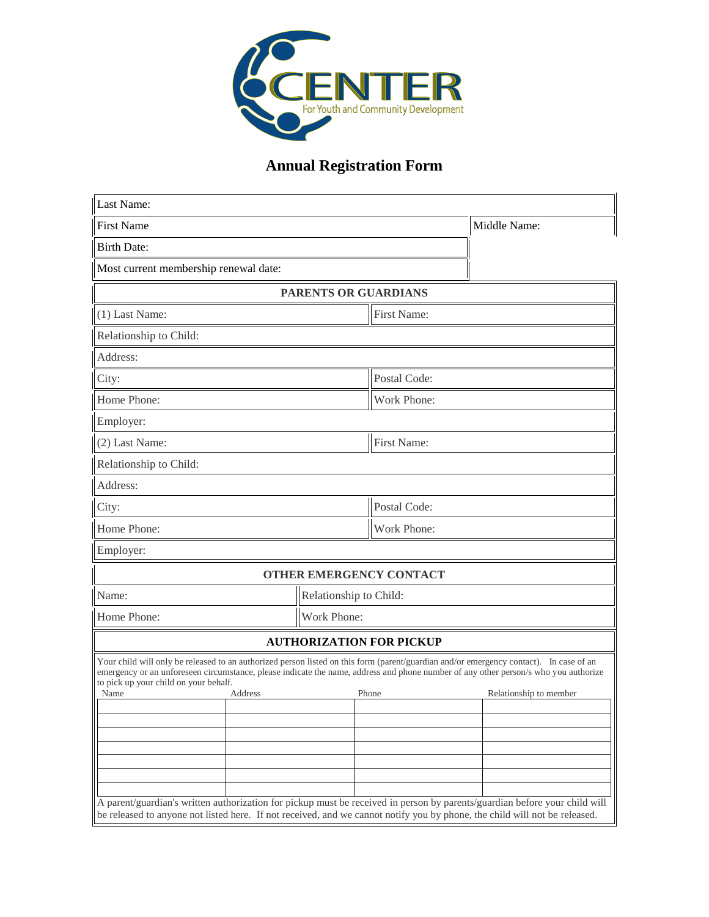CENTER
For Youth and Community Development

# Annual Registration Form

| Last Name: | |
|---|---|
| First Name | Middle Name: |
| Birth Date: | |
| Most current membership renewal date: | |

## PARENTS OR GUARDIANS

| (1) Last Name: | First Name: |
|---|---|
| Relationship to Child: | |
| Address: | |
| City: | Postal Code: |
| Home Phone: | Work Phone: |
| Employer: | |
| (2) Last Name: | First Name: |
| Relationship to Child: | |
| Address: | |
| City: | Postal Code: |
| Home Phone: | Work Phone: |
| Employer: | |

## OTHER EMERGENCY CONTACT

| Name: | Relationship to Child: |
|---|---|
| Home Phone: | Work Phone: |

## AUTHORIZATION FOR PICKUP

Your child will only be released to an authorized person listed on this form (parent/guardian and/or emergency contact). In case of an emergency or an unforeseen circumstance, please indicate the name, address and phone number of any other person/s who you authorize to pick up your child on your behalf.

| Name | Address | Phone | Relationship to member |
|---|---|---|---|
| | | | |
| | | | |
| | | | |
| | | | |
| | | | |
| | | | |
| | | | |

A parent/guardian's written authorization for pickup must be received in person by parents/guardian before your child will be released to anyone not listed here. If not received, and we cannot notify you by phone, the child will not be released.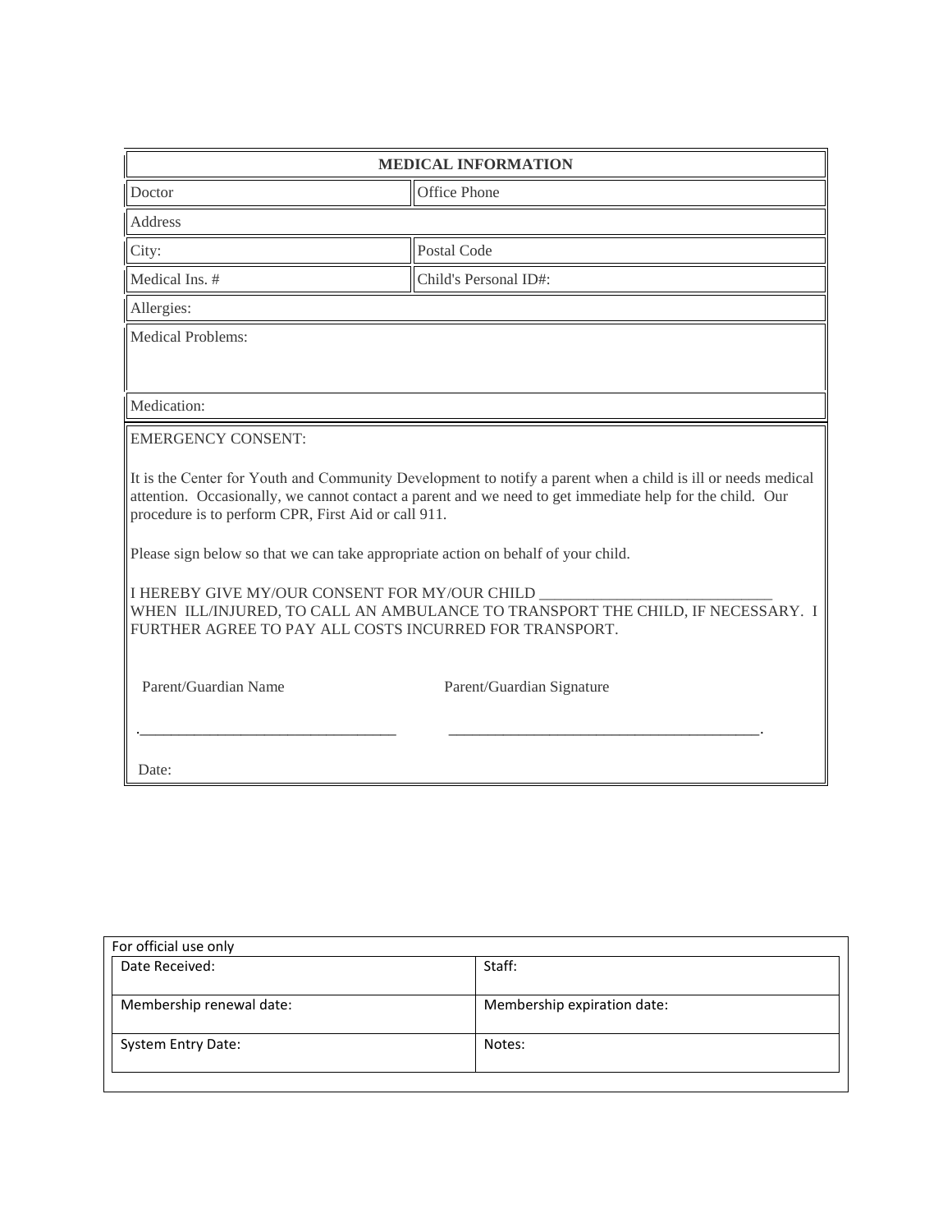| MEDICAL INFORMATION | |
|---|---|
| Doctor | Office Phone |
| Address | |
| City: | Postal Code |
| Medical Ins. # | Child's Personal ID#: |
| Allergies: | |
| Medical Problems: | |
| Medication: | |

EMERGENCY CONSENT:

It is the Center for Youth and Community Development to notify a parent when a child is ill or needs medical attention. Occasionally, we cannot contact a parent and we need to get immediate help for the child. Our procedure is to perform CPR, First Aid or call 911.

Please sign below so that we can take appropriate action on behalf of your child.

I HEREBY GIVE MY/OUR CONSENT FOR MY/OUR CHILD ______________________________ WHEN ILL/INJURED, TO CALL AN AMBULANCE TO TRANSPORT THE CHILD, IF NECESSARY. I FURTHER AGREE TO PAY ALL COSTS INCURRED FOR TRANSPORT.

Parent/Guardian Name  Parent/Guardian Signature

.________________________________  ________________________________________.

Date:

| For official use only | |
|---|---|
| Date Received: | Staff: |
| Membership renewal date: | Membership expiration date: |
| System Entry Date: | Notes: |